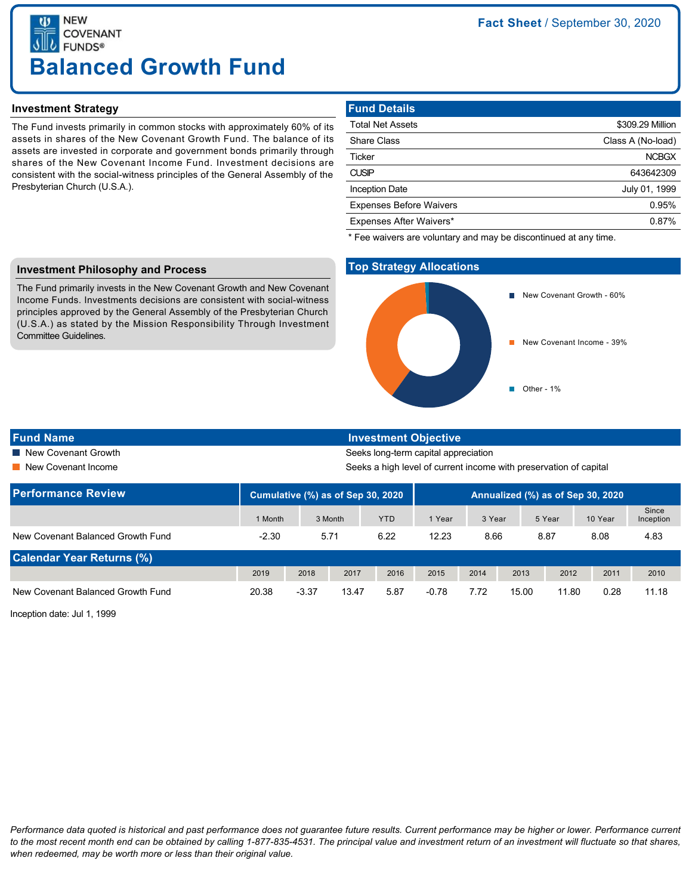NEW COVENANT FUNDS®

# Balanced Growth Fund

**Fact Sheet** / September 30, 2020

## Investment Strategy

The Fund invests primarily in common stocks with approximately 60% of its assets in shares of the New Covenant Growth Fund. The balance of its assets are invested in corporate and government bonds primarily through shares of the New Covenant Income Fund. Investment decisions are consistent with the social-witness principles of the General Assembly of the Presbyterian Church (U.S.A.).

## Fund Details

| | |
|---|---|
| Total Net Assets | $309.29 Million |
| Share Class | Class A (No-load) |
| Ticker | NCBGX |
| CUSIP | 643642309 |
| Inception Date | July 01, 1999 |
| Expenses Before Waivers | 0.95% |
| Expenses After Waivers* | 0.87% |

* Fee waivers are voluntary and may be discontinued at any time.

## Investment Philosophy and Process

The Fund primarily invests in the New Covenant Growth and New Covenant Income Funds. Investments decisions are consistent with social-witness principles approved by the General Assembly of the Presbyterian Church (U.S.A.) as stated by the Mission Responsibility Through Investment Committee Guidelines.

## Top Strategy Allocations

- New Covenant Growth - 60%
- New Covenant Income - 39%
- Other - 1%

| Fund Name | Investment Objective |
|---|---|
| New Covenant Growth | Seeks long-term capital appreciation |
| New Covenant Income | Seeks a high level of current income with preservation of capital |

## Performance Review

| | Cumulative (%) as of Sep 30, 2020 | | | Annualized (%) as of Sep 30, 2020 | | | | |
|---|---|---|---|---|---|---|---|---|
| | 1 Month | 3 Month | YTD | 1 Year | 3 Year | 5 Year | 10 Year | Since Inception |
| New Covenant Balanced Growth Fund | -2.30 | 5.71 | 6.22 | 12.23 | 8.66 | 8.87 | 8.08 | 4.83 |

## Calendar Year Returns (%)

| | 2019 | 2018 | 2017 | 2016 | 2015 | 2014 | 2013 | 2012 | 2011 | 2010 |
|---|---|---|---|---|---|---|---|---|---|---|
| New Covenant Balanced Growth Fund | 20.38 | -3.37 | 13.47 | 5.87 | -0.78 | 7.72 | 15.00 | 11.80 | 0.28 | 11.18 |

Inception date: Jul 1, 1999

*Performance data quoted is historical and past performance does not guarantee future results. Current performance may be higher or lower. Performance current to the most recent month end can be obtained by calling 1-877-835-4531. The principal value and investment return of an investment will fluctuate so that shares, when redeemed, may be worth more or less than their original value.*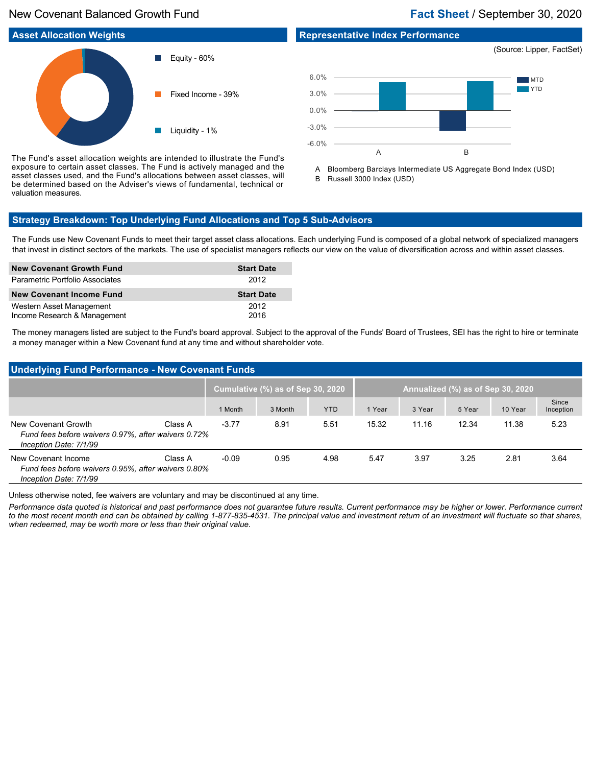New Covenant Balanced Growth Fund

**Fact Sheet** / September 30, 2020

## Asset Allocation Weights

- Equity - 60%
- Fixed Income - 39%
- Liquidity - 1%

The Fund's asset allocation weights are intended to illustrate the Fund's exposure to certain asset classes. The Fund is actively managed and the asset classes used, and the Fund's allocations between asset classes, will be determined based on the Adviser's views of fundamental, technical or valuation measures.

## Representative Index Performance

(Source: Lipper, FactSet)

A Bloomberg Barclays Intermediate US Aggregate Bond Index (USD)
B Russell 3000 Index (USD)

## Strategy Breakdown: Top Underlying Fund Allocations and Top 5 Sub-Advisors

The Funds use New Covenant Funds to meet their target asset class allocations. Each underlying Fund is composed of a global network of specialized managers that invest in distinct sectors of the markets. The use of specialist managers reflects our view on the value of diversification across and within asset classes.

| New Covenant Growth Fund | Start Date |
|---|---|
| Parametric Portfolio Associates | 2012 |

| New Covenant Income Fund | Start Date |
|---|---|
| Western Asset Management | 2012 |
| Income Research & Management | 2016 |

The money managers listed are subject to the Fund's board approval. Subject to the approval of the Funds' Board of Trustees, SEI has the right to hire or terminate a money manager within a New Covenant fund at any time and without shareholder vote.

## Underlying Fund Performance - New Covenant Funds

| | | Cumulative (%) as of Sep 30, 2020 | | | Annualized (%) as of Sep 30, 2020 | | | | |
|---|---|---|---|---|---|---|---|---|---|
| | | 1 Month | 3 Month | YTD | 1 Year | 3 Year | 5 Year | 10 Year | Since Inception |
| New Covenant Growth<br>*Fund fees before waivers 0.97%, after waivers 0.72%*<br>*Inception Date: 7/1/99* | Class A | -3.77 | 8.91 | 5.51 | 15.32 | 11.16 | 12.34 | 11.38 | 5.23 |
| New Covenant Income<br>*Fund fees before waivers 0.95%, after waivers 0.80%*<br>*Inception Date: 7/1/99* | Class A | -0.09 | 0.95 | 4.98 | 5.47 | 3.97 | 3.25 | 2.81 | 3.64 |

Unless otherwise noted, fee waivers are voluntary and may be discontinued at any time.

*Performance data quoted is historical and past performance does not guarantee future results. Current performance may be higher or lower. Performance current to the most recent month end can be obtained by calling 1-877-835-4531. The principal value and investment return of an investment will fluctuate so that shares, when redeemed, may be worth more or less than their original value.*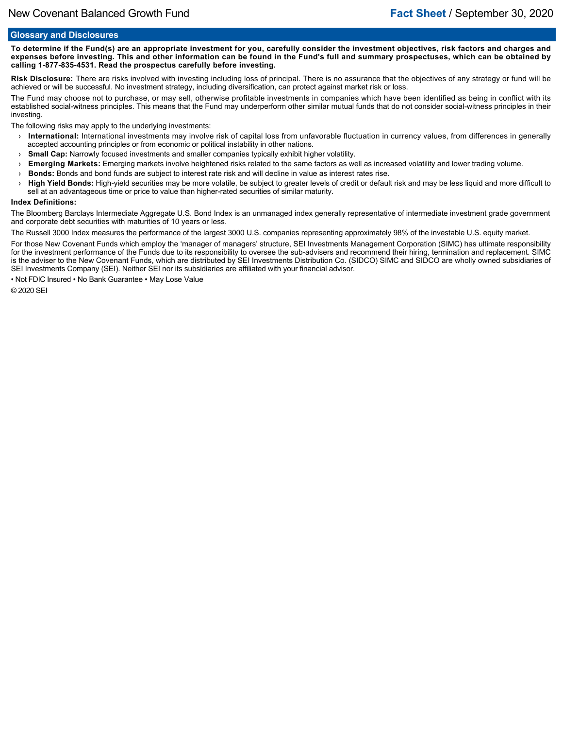## Glossary and Disclosures

**To determine if the Fund(s) are an appropriate investment for you, carefully consider the investment objectives, risk factors and charges and expenses before investing. This and other information can be found in the Fund's full and summary prospectuses, which can be obtained by calling 1-877-835-4531. Read the prospectus carefully before investing.**

**Risk Disclosure:** There are risks involved with investing including loss of principal. There is no assurance that the objectives of any strategy or fund will be achieved or will be successful. No investment strategy, including diversification, can protect against market risk or loss.

The Fund may choose not to purchase, or may sell, otherwise profitable investments in companies which have been identified as being in conflict with its established social-witness principles. This means that the Fund may underperform other similar mutual funds that do not consider social-witness principles in their investing.

The following risks may apply to the underlying investments:

- **International:** International investments may involve risk of capital loss from unfavorable fluctuation in currency values, from differences in generally accepted accounting principles or from economic or political instability in other nations.
- **Small Cap:** Narrowly focused investments and smaller companies typically exhibit higher volatility.
- **Emerging Markets:** Emerging markets involve heightened risks related to the same factors as well as increased volatility and lower trading volume.
- **Bonds:** Bonds and bond funds are subject to interest rate risk and will decline in value as interest rates rise.
- **High Yield Bonds:** High-yield securities may be more volatile, be subject to greater levels of credit or default risk and may be less liquid and more difficult to sell at an advantageous time or price to value than higher-rated securities of similar maturity.

**Index Definitions:**

The Bloomberg Barclays Intermediate Aggregate U.S. Bond Index is an unmanaged index generally representative of intermediate investment grade government and corporate debt securities with maturities of 10 years or less.

The Russell 3000 Index measures the performance of the largest 3000 U.S. companies representing approximately 98% of the investable U.S. equity market.

For those New Covenant Funds which employ the 'manager of managers' structure, SEI Investments Management Corporation (SIMC) has ultimate responsibility for the investment performance of the Funds due to its responsibility to oversee the sub-advisers and recommend their hiring, termination and replacement. SIMC is the adviser to the New Covenant Funds, which are distributed by SEI Investments Distribution Co. (SIDCO) SIMC and SIDCO are wholly owned subsidiaries of SEI Investments Company (SEI). Neither SEI nor its subsidiaries are affiliated with your financial advisor.

• Not FDIC Insured • No Bank Guarantee • May Lose Value

© 2020 SEI